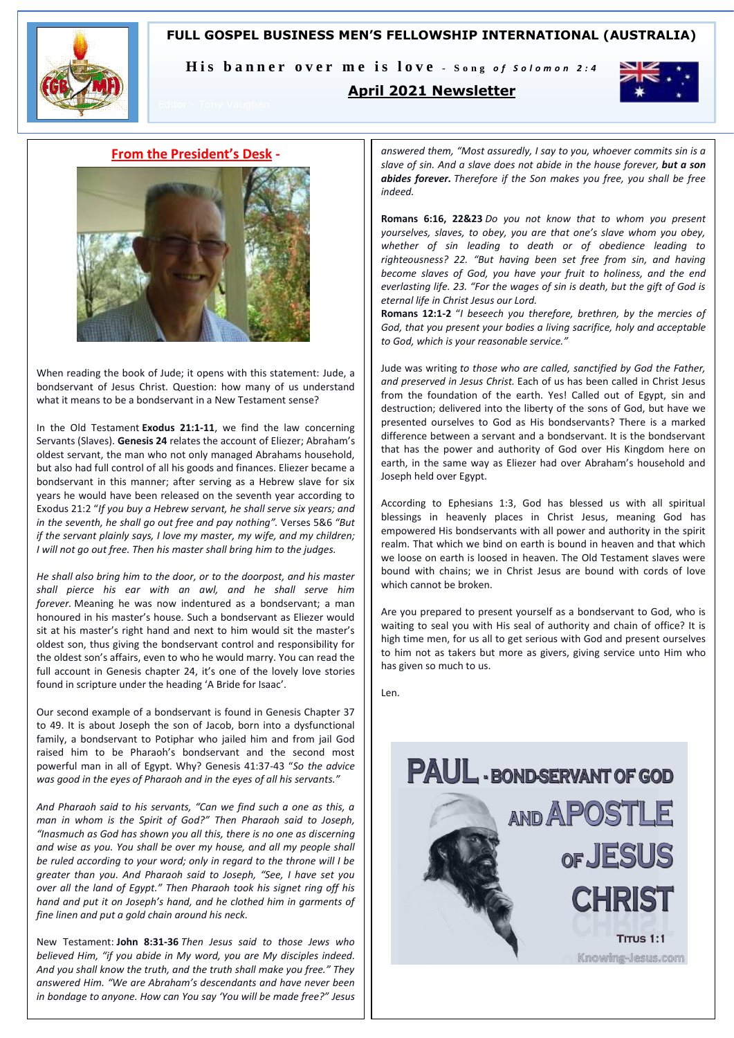# FULL GOSPEL BUSINESS MEN'S FELLOWSHIP INTERNATIONAL (AUSTRALIA)

**His banner over me is love** - *Song of Solomon 2:4*

**April 2021 Newsletter**

Editor – Tony Vaughan

## From the President's Desk -

When reading the book of Jude; it opens with this statement: Jude, a bondservant of Jesus Christ. Question: how many of us understand what it means to be a bondservant in a New Testament sense?

In the Old Testament **Exodus 21:1-11**, we find the law concerning Servants (Slaves). **Genesis 24** relates the account of Eliezer; Abraham's oldest servant, the man who not only managed Abrahams household, but also had full control of all his goods and finances. Eliezer became a bondservant in this manner; after serving as a Hebrew slave for six years he would have been released on the seventh year according to Exodus 21:2 "*If you buy a Hebrew servant, he shall serve six years; and in the seventh, he shall go out free and pay nothing".* Verses 5&6 *"But if the servant plainly says, I love my master, my wife, and my children; I will not go out free. Then his master shall bring him to the judges.*

*He shall also bring him to the door, or to the doorpost, and his master shall pierce his ear with an awl, and he shall serve him forever.* Meaning he was now indentured as a bondservant; a man honoured in his master's house. Such a bondservant as Eliezer would sit at his master's right hand and next to him would sit the master's oldest son, thus giving the bondservant control and responsibility for the oldest son's affairs, even to who he would marry. You can read the full account in Genesis chapter 24, it's one of the lovely love stories found in scripture under the heading 'A Bride for Isaac'.

Our second example of a bondservant is found in Genesis Chapter 37 to 49. It is about Joseph the son of Jacob, born into a dysfunctional family, a bondservant to Potiphar who jailed him and from jail God raised him to be Pharaoh's bondservant and the second most powerful man in all of Egypt. Why? Genesis 41:37-43 "*So the advice was good in the eyes of Pharaoh and in the eyes of all his servants."*

*And Pharaoh said to his servants, "Can we find such a one as this, a man in whom is the Spirit of God?" Then Pharaoh said to Joseph, "Inasmuch as God has shown you all this, there is no one as discerning and wise as you. You shall be over my house, and all my people shall be ruled according to your word; only in regard to the throne will I be greater than you. And Pharaoh said to Joseph, "See, I have set you over all the land of Egypt." Then Pharaoh took his signet ring off his hand and put it on Joseph's hand, and he clothed him in garments of fine linen and put a gold chain around his neck.*

New Testament: **John 8:31-36** *Then Jesus said to those Jews who believed Him, "if you abide in My word, you are My disciples indeed. And you shall know the truth, and the truth shall make you free." They answered Him. "We are Abraham's descendants and have never been in bondage to anyone. How can You say 'You will be made free?" Jesus answered them, "Most assuredly, I say to you, whoever commits sin is a slave of sin. And a slave does not abide in the house forever, **but a son abides forever.** Therefore if the Son makes you free, you shall be free indeed.*

**Romans 6:16, 22&23** *Do you not know that to whom you present yourselves, slaves, to obey, you are that one's slave whom you obey, whether of sin leading to death or of obedience leading to righteousness? 22. "But having been set free from sin, and having become slaves of God, you have your fruit to holiness, and the end everlasting life. 23. "For the wages of sin is death, but the gift of God is eternal life in Christ Jesus our Lord.*

**Romans 12:1-2** "*I beseech you therefore, brethren, by the mercies of God, that you present your bodies a living sacrifice, holy and acceptable to God, which is your reasonable service."*

Jude was writing *to those who are called, sanctified by God the Father, and preserved in Jesus Christ.* Each of us has been called in Christ Jesus from the foundation of the earth. Yes! Called out of Egypt, sin and destruction; delivered into the liberty of the sons of God, but have we presented ourselves to God as His bondservants? There is a marked difference between a servant and a bondservant. It is the bondservant that has the power and authority of God over His Kingdom here on earth, in the same way as Eliezer had over Abraham's household and Joseph held over Egypt.

According to Ephesians 1:3, God has blessed us with all spiritual blessings in heavenly places in Christ Jesus, meaning God has empowered His bondservants with all power and authority in the spirit realm. That which we bind on earth is bound in heaven and that which we loose on earth is loosed in heaven. The Old Testament slaves were bound with chains; we in Christ Jesus are bound with cords of love which cannot be broken.

Are you prepared to present yourself as a bondservant to God, who is waiting to seal you with His seal of authority and chain of office? It is high time men, for us all to get serious with God and present ourselves to him not as takers but more as givers, giving service unto Him who has given so much to us.

Len.

PAUL - BOND-SERVANT OF GOD AND APOSTLE OF JESUS CHRIST

Titus 1:1

Knowing-Jesus.com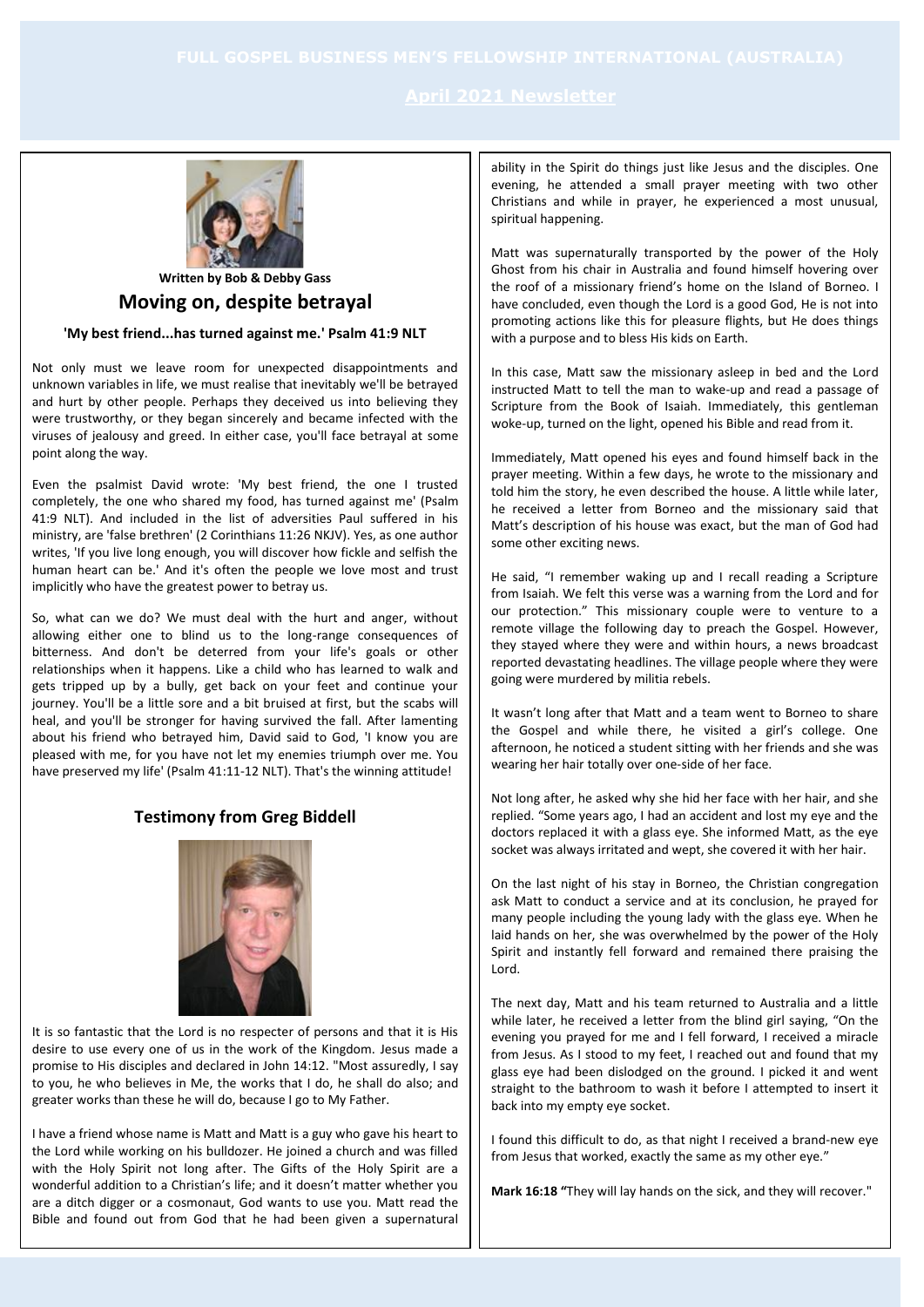# FULL GOSPEL BUSINESS MEN'S FELLOWSHIP INTERNATIONAL (AUSTRALIA)

## April 2021 Newsletter

**Written by Bob & Debby Gass**

## Moving on, despite betrayal

**'My best friend...has turned against me.' Psalm 41:9 NLT**

Not only must we leave room for unexpected disappointments and unknown variables in life, we must realise that inevitably we'll be betrayed and hurt by other people. Perhaps they deceived us into believing they were trustworthy, or they began sincerely and became infected with the viruses of jealousy and greed. In either case, you'll face betrayal at some point along the way.

Even the psalmist David wrote: 'My best friend, the one I trusted completely, the one who shared my food, has turned against me' (Psalm 41:9 NLT). And included in the list of adversities Paul suffered in his ministry, are 'false brethren' (2 Corinthians 11:26 NKJV). Yes, as one author writes, 'If you live long enough, you will discover how fickle and selfish the human heart can be.' And it's often the people we love most and trust implicitly who have the greatest power to betray us.

So, what can we do? We must deal with the hurt and anger, without allowing either one to blind us to the long-range consequences of bitterness. And don't be deterred from your life's goals or other relationships when it happens. Like a child who has learned to walk and gets tripped up by a bully, get back on your feet and continue your journey. You'll be a little sore and a bit bruised at first, but the scabs will heal, and you'll be stronger for having survived the fall. After lamenting about his friend who betrayed him, David said to God, 'I know you are pleased with me, for you have not let my enemies triumph over me. You have preserved my life' (Psalm 41:11-12 NLT). That's the winning attitude!

## Testimony from Greg Biddell

It is so fantastic that the Lord is no respecter of persons and that it is His desire to use every one of us in the work of the Kingdom. Jesus made a promise to His disciples and declared in John 14:12. "Most assuredly, I say to you, he who believes in Me, the works that I do, he shall do also; and greater works than these he will do, because I go to My Father.

I have a friend whose name is Matt and Matt is a guy who gave his heart to the Lord while working on his bulldozer. He joined a church and was filled with the Holy Spirit not long after. The Gifts of the Holy Spirit are a wonderful addition to a Christian's life; and it doesn't matter whether you are a ditch digger or a cosmonaut, God wants to use you. Matt read the Bible and found out from God that he had been given a supernatural ability in the Spirit do things just like Jesus and the disciples. One evening, he attended a small prayer meeting with two other Christians and while in prayer, he experienced a most unusual, spiritual happening.

Matt was supernaturally transported by the power of the Holy Ghost from his chair in Australia and found himself hovering over the roof of a missionary friend's home on the Island of Borneo. I have concluded, even though the Lord is a good God, He is not into promoting actions like this for pleasure flights, but He does things with a purpose and to bless His kids on Earth.

In this case, Matt saw the missionary asleep in bed and the Lord instructed Matt to tell the man to wake-up and read a passage of Scripture from the Book of Isaiah. Immediately, this gentleman woke-up, turned on the light, opened his Bible and read from it.

Immediately, Matt opened his eyes and found himself back in the prayer meeting. Within a few days, he wrote to the missionary and told him the story, he even described the house. A little while later, he received a letter from Borneo and the missionary said that Matt's description of his house was exact, but the man of God had some other exciting news.

He said, "I remember waking up and I recall reading a Scripture from Isaiah. We felt this verse was a warning from the Lord and for our protection." This missionary couple were to venture to a remote village the following day to preach the Gospel. However, they stayed where they were and within hours, a news broadcast reported devastating headlines. The village people where they were going were murdered by militia rebels.

It wasn't long after that Matt and a team went to Borneo to share the Gospel and while there, he visited a girl's college. One afternoon, he noticed a student sitting with her friends and she was wearing her hair totally over one-side of her face.

Not long after, he asked why she hid her face with her hair, and she replied. "Some years ago, I had an accident and lost my eye and the doctors replaced it with a glass eye. She informed Matt, as the eye socket was always irritated and wept, she covered it with her hair.

On the last night of his stay in Borneo, the Christian congregation ask Matt to conduct a service and at its conclusion, he prayed for many people including the young lady with the glass eye. When he laid hands on her, she was overwhelmed by the power of the Holy Spirit and instantly fell forward and remained there praising the Lord.

The next day, Matt and his team returned to Australia and a little while later, he received a letter from the blind girl saying, "On the evening you prayed for me and I fell forward, I received a miracle from Jesus. As I stood to my feet, I reached out and found that my glass eye had been dislodged on the ground. I picked it and went straight to the bathroom to wash it before I attempted to insert it back into my empty eye socket.

I found this difficult to do, as that night I received a brand-new eye from Jesus that worked, exactly the same as my other eye."

**Mark 16:18 "**They will lay hands on the sick, and they will recover."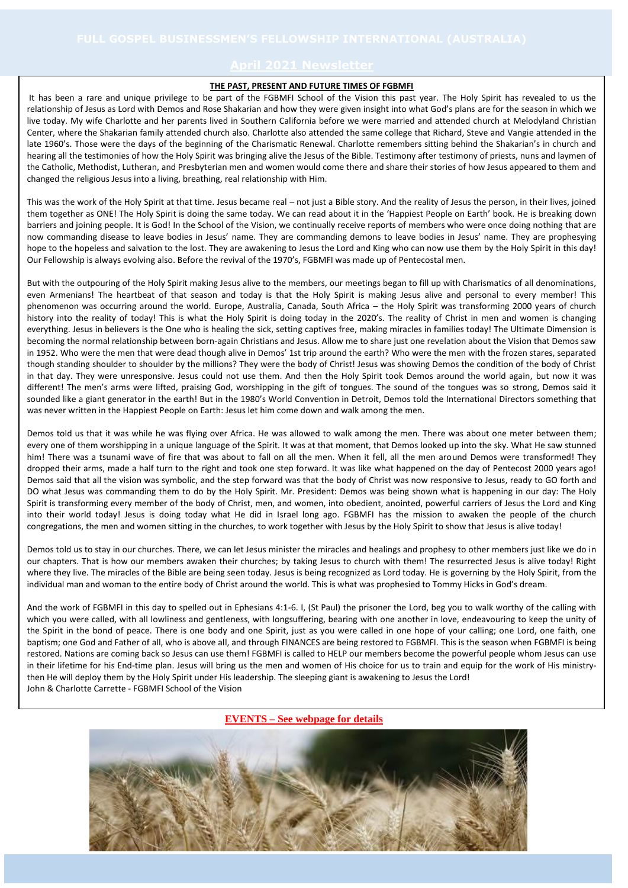# FULL GOSPEL BUSINESSMEN'S FELLOWSHIP INTERNATIONAL (AUSTRALIA)

## April 2021 Newsletter

**THE PAST, PRESENT AND FUTURE TIMES OF FGBMFI**

It has been a rare and unique privilege to be part of the FGBMFI School of the Vision this past year. The Holy Spirit has revealed to us the relationship of Jesus as Lord with Demos and Rose Shakarian and how they were given insight into what God's plans are for the season in which we live today. My wife Charlotte and her parents lived in Southern California before we were married and attended church at Melodyland Christian Center, where the Shakarian family attended church also. Charlotte also attended the same college that Richard, Steve and Vangie attended in the late 1960's. Those were the days of the beginning of the Charismatic Renewal. Charlotte remembers sitting behind the Shakarian's in church and hearing all the testimonies of how the Holy Spirit was bringing alive the Jesus of the Bible. Testimony after testimony of priests, nuns and laymen of the Catholic, Methodist, Lutheran, and Presbyterian men and women would come there and share their stories of how Jesus appeared to them and changed the religious Jesus into a living, breathing, real relationship with Him.

This was the work of the Holy Spirit at that time. Jesus became real – not just a Bible story. And the reality of Jesus the person, in their lives, joined them together as ONE! The Holy Spirit is doing the same today. We can read about it in the 'Happiest People on Earth' book. He is breaking down barriers and joining people. It is God! In the School of the Vision, we continually receive reports of members who were once doing nothing that are now commanding disease to leave bodies in Jesus' name. They are commanding demons to leave bodies in Jesus' name. They are prophesying hope to the hopeless and salvation to the lost. They are awakening to Jesus the Lord and King who can now use them by the Holy Spirit in this day! Our Fellowship is always evolving also. Before the revival of the 1970's, FGBMFI was made up of Pentecostal men.

But with the outpouring of the Holy Spirit making Jesus alive to the members, our meetings began to fill up with Charismatics of all denominations, even Armenians! The heartbeat of that season and today is that the Holy Spirit is making Jesus alive and personal to every member! This phenomenon was occurring around the world. Europe, Australia, Canada, South Africa – the Holy Spirit was transforming 2000 years of church history into the reality of today! This is what the Holy Spirit is doing today in the 2020's. The reality of Christ in men and women is changing everything. Jesus in believers is the One who is healing the sick, setting captives free, making miracles in families today! The Ultimate Dimension is becoming the normal relationship between born-again Christians and Jesus. Allow me to share just one revelation about the Vision that Demos saw in 1952. Who were the men that were dead though alive in Demos' 1st trip around the earth? Who were the men with the frozen stares, separated though standing shoulder to shoulder by the millions? They were the body of Christ! Jesus was showing Demos the condition of the body of Christ in that day. They were unresponsive. Jesus could not use them. And then the Holy Spirit took Demos around the world again, but now it was different! The men's arms were lifted, praising God, worshipping in the gift of tongues. The sound of the tongues was so strong, Demos said it sounded like a giant generator in the earth! But in the 1980's World Convention in Detroit, Demos told the International Directors something that was never written in the Happiest People on Earth: Jesus let him come down and walk among the men.

Demos told us that it was while he was flying over Africa. He was allowed to walk among the men. There was about one meter between them; every one of them worshipping in a unique language of the Spirit. It was at that moment, that Demos looked up into the sky. What He saw stunned him! There was a tsunami wave of fire that was about to fall on all the men. When it fell, all the men around Demos were transformed! They dropped their arms, made a half turn to the right and took one step forward. It was like what happened on the day of Pentecost 2000 years ago! Demos said that all the vision was symbolic, and the step forward was that the body of Christ was now responsive to Jesus, ready to GO forth and DO what Jesus was commanding them to do by the Holy Spirit. Mr. President: Demos was being shown what is happening in our day: The Holy Spirit is transforming every member of the body of Christ, men, and women, into obedient, anointed, powerful carriers of Jesus the Lord and King into their world today! Jesus is doing today what He did in Israel long ago. FGBMFI has the mission to awaken the people of the church congregations, the men and women sitting in the churches, to work together with Jesus by the Holy Spirit to show that Jesus is alive today!

Demos told us to stay in our churches. There, we can let Jesus minister the miracles and healings and prophesy to other members just like we do in our chapters. That is how our members awaken their churches; by taking Jesus to church with them! The resurrected Jesus is alive today! Right where they live. The miracles of the Bible are being seen today. Jesus is being recognized as Lord today. He is governing by the Holy Spirit, from the individual man and woman to the entire body of Christ around the world. This is what was prophesied to Tommy Hicks in God's dream.

And the work of FGBMFI in this day to spelled out in Ephesians 4:1-6. I, (St Paul) the prisoner the Lord, beg you to walk worthy of the calling with which you were called, with all lowliness and gentleness, with longsuffering, bearing with one another in love, endeavouring to keep the unity of the Spirit in the bond of peace. There is one body and one Spirit, just as you were called in one hope of your calling; one Lord, one faith, one baptism; one God and Father of all, who is above all, and through FINANCES are being restored to FGBMFI. This is the season when FGBMFI is being restored. Nations are coming back so Jesus can use them! FGBMFI is called to HELP our members become the powerful people whom Jesus can use in their lifetime for his End-time plan. Jesus will bring us the men and women of His choice for us to train and equip for the work of His ministry- then He will deploy them by the Holy Spirit under His leadership. The sleeping giant is awakening to Jesus the Lord!
John & Charlotte Carrette - FGBMFI School of the Vision

**EVENTS – See webpage for details**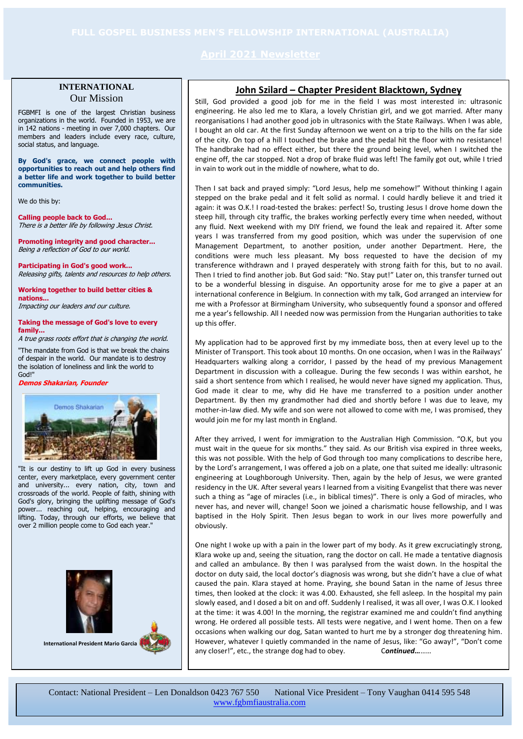# FULL GOSPEL BUSINESS MEN'S FELLOWSHIP INTERNATIONAL (AUSTRALIA)

## April 2021 Newsletter

### INTERNATIONAL

### Our Mission

FGBMFI is one of the largest Christian business organizations in the world. Founded in 1953, we are in 142 nations - meeting in over 7,000 chapters. Our members and leaders include every race, culture, social status, and language.

**By God's grace, we connect people with opportunities to reach out and help others find a better life and work together to build better communities.**

We do this by:

**Calling people back to God...**
*There is a better life by following Jesus Christ.*

**Promoting integrity and good character...**
*Being a reflection of God to our world.*

**Participating in God's good work...**
*Releasing gifts, talents and resources to help others.*

**Working together to build better cities & nations...**
*Impacting our leaders and our culture.*

**Taking the message of God's love to every family...**
*A true grass roots effort that is changing the world.*

"The mandate from God is that we break the chains of despair in the world. Our mandate is to destroy the isolation of loneliness and link the world to God!"
***Demos Shakarian, Founder***

Demos Shakarian

"It is our destiny to lift up God in every business center, every marketplace, every government center and university... every nation, city, town and crossroads of the world. People of faith, shining with God's glory, bringing the uplifting message of God's power... reaching out, helping, encouraging and lifting. Today, through our efforts, we believe that over 2 million people come to God each year."

**International President Mario Garcia**

## John Szilard – Chapter President Blacktown, Sydney

Still, God provided a good job for me in the field I was most interested in: ultrasonic engineering. He also led me to Klara, a lovely Christian girl, and we got married. After many reorganisations I had another good job in ultrasonics with the State Railways. When I was able, I bought an old car. At the first Sunday afternoon we went on a trip to the hills on the far side of the city. On top of a hill I touched the brake and the pedal hit the floor with no resistance! The handbrake had no effect either, but there the ground being level, when I switched the engine off, the car stopped. Not a drop of brake fluid was left! The family got out, while I tried in vain to work out in the middle of nowhere, what to do.

Then I sat back and prayed simply: "Lord Jesus, help me somehow!" Without thinking I again stepped on the brake pedal and it felt solid as normal. I could hardly believe it and tried it again: it was O.K.! I road-tested the brakes: perfect! So, trusting Jesus I drove home down the steep hill, through city traffic, the brakes working perfectly every time when needed, without any fluid. Next weekend with my DIY friend, we found the leak and repaired it. After some years I was transferred from my good position, which was under the supervision of one Management Department, to another position, under another Department. Here, the conditions were much less pleasant. My boss requested to have the decision of my transference withdrawn and I prayed desperately with strong faith for this, but to no avail. Then I tried to find another job. But God said: "No. Stay put!" Later on, this transfer turned out to be a wonderful blessing in disguise. An opportunity arose for me to give a paper at an international conference in Belgium. In connection with my talk, God arranged an interview for me with a Professor at Birmingham University, who subsequently found a sponsor and offered me a year's fellowship. All I needed now was permission from the Hungarian authorities to take up this offer.

My application had to be approved first by my immediate boss, then at every level up to the Minister of Transport. This took about 10 months. On one occasion, when I was in the Railways' Headquarters walking along a corridor, I passed by the head of my previous Management Department in discussion with a colleague. During the few seconds I was within earshot, he said a short sentence from which I realised, he would never have signed my application. Thus, God made it clear to me, why did He have me transferred to a position under another Department. By then my grandmother had died and shortly before I was due to leave, my mother-in-law died. My wife and son were not allowed to come with me, I was promised, they would join me for my last month in England.

After they arrived, I went for immigration to the Australian High Commission. "O.K, but you must wait in the queue for six months." they said. As our British visa expired in three weeks, this was not possible. With the help of God through too many complications to describe here, by the Lord's arrangement, I was offered a job on a plate, one that suited me ideally: ultrasonic engineering at Loughborough University. Then, again by the help of Jesus, we were granted residency in the UK. After several years I learned from a visiting Evangelist that there was never such a thing as "age of miracles (i.e., in biblical times)". There is only a God of miracles, who never has, and never will, change! Soon we joined a charismatic house fellowship, and I was baptised in the Holy Spirit. Then Jesus began to work in our lives more powerfully and obviously.

One night I woke up with a pain in the lower part of my body. As it grew excruciatingly strong, Klara woke up and, seeing the situation, rang the doctor on call. He made a tentative diagnosis and called an ambulance. By then I was paralysed from the waist down. In the hospital the doctor on duty said, the local doctor's diagnosis was wrong, but she didn't have a clue of what caused the pain. Klara stayed at home. Praying, she bound Satan in the name of Jesus three times, then looked at the clock: it was 4.00. Exhausted, she fell asleep. In the hospital my pain slowly eased, and I dosed a bit on and off. Suddenly I realised, it was all over, I was O.K. I looked at the time: it was 4.00! In the morning, the registrar examined me and couldn't find anything wrong. He ordered all possible tests. All tests were negative, and I went home. Then on a few occasions when walking our dog, Satan wanted to hurt me by a stronger dog threatening him. However, whatever I quietly commanded in the name of Jesus, like: "Go away!", "Don't come any closer!", etc., the strange dog had to obey. C***ontinued…***……

Contact: National President – Len Donaldson 0423 767 550 National Vice President – Tony Vaughan 0414 595 548
www.fgbmfiaustralia.com